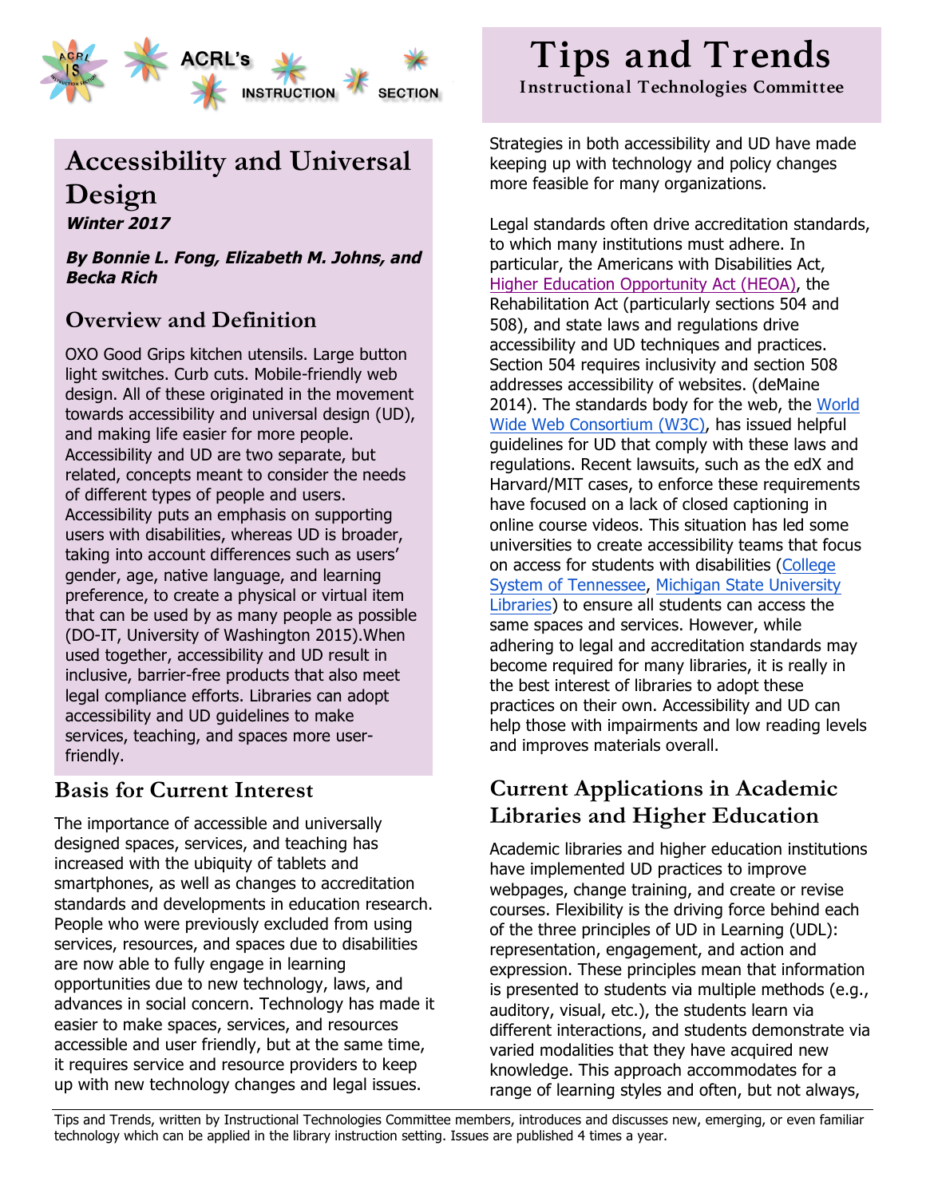ACRL's INSTRUCTION SECTION

# Tips and Trends

Instructional Technologies Committee

# Accessibility and Universal Design

***Winter 2017***

***By Bonnie L. Fong, Elizabeth M. Johns, and Becka Rich***

## Overview and Definition

OXO Good Grips kitchen utensils. Large button light switches. Curb cuts. Mobile-friendly web design. All of these originated in the movement towards accessibility and universal design (UD), and making life easier for more people. Accessibility and UD are two separate, but related, concepts meant to consider the needs of different types of people and users. Accessibility puts an emphasis on supporting users with disabilities, whereas UD is broader, taking into account differences such as users' gender, age, native language, and learning preference, to create a physical or virtual item that can be used by as many people as possible (DO-IT, University of Washington 2015).When used together, accessibility and UD result in inclusive, barrier-free products that also meet legal compliance efforts. Libraries can adopt accessibility and UD guidelines to make services, teaching, and spaces more user-friendly.

## Basis for Current Interest

The importance of accessible and universally designed spaces, services, and teaching has increased with the ubiquity of tablets and smartphones, as well as changes to accreditation standards and developments in education research. People who were previously excluded from using services, resources, and spaces due to disabilities are now able to fully engage in learning opportunities due to new technology, laws, and advances in social concern. Technology has made it easier to make spaces, services, and resources accessible and user friendly, but at the same time, it requires service and resource providers to keep up with new technology changes and legal issues. Strategies in both accessibility and UD have made keeping up with technology and policy changes more feasible for many organizations.

Legal standards often drive accreditation standards, to which many institutions must adhere. In particular, the Americans with Disabilities Act, Higher Education Opportunity Act (HEOA), the Rehabilitation Act (particularly sections 504 and 508), and state laws and regulations drive accessibility and UD techniques and practices. Section 504 requires inclusivity and section 508 addresses accessibility of websites. (deMaine 2014). The standards body for the web, the World Wide Web Consortium (W3C), has issued helpful guidelines for UD that comply with these laws and regulations. Recent lawsuits, such as the edX and Harvard/MIT cases, to enforce these requirements have focused on a lack of closed captioning in online course videos. This situation has led some universities to create accessibility teams that focus on access for students with disabilities (College System of Tennessee, Michigan State University Libraries) to ensure all students can access the same spaces and services. However, while adhering to legal and accreditation standards may become required for many libraries, it is really in the best interest of libraries to adopt these practices on their own. Accessibility and UD can help those with impairments and low reading levels and improves materials overall.

## Current Applications in Academic Libraries and Higher Education

Academic libraries and higher education institutions have implemented UD practices to improve webpages, change training, and create or revise courses. Flexibility is the driving force behind each of the three principles of UD in Learning (UDL): representation, engagement, and action and expression. These principles mean that information is presented to students via multiple methods (e.g., auditory, visual, etc.), the students learn via different interactions, and students demonstrate via varied modalities that they have acquired new knowledge. This approach accommodates for a range of learning styles and often, but not always,

Tips and Trends, written by Instructional Technologies Committee members, introduces and discusses new, emerging, or even familiar technology which can be applied in the library instruction setting. Issues are published 4 times a year.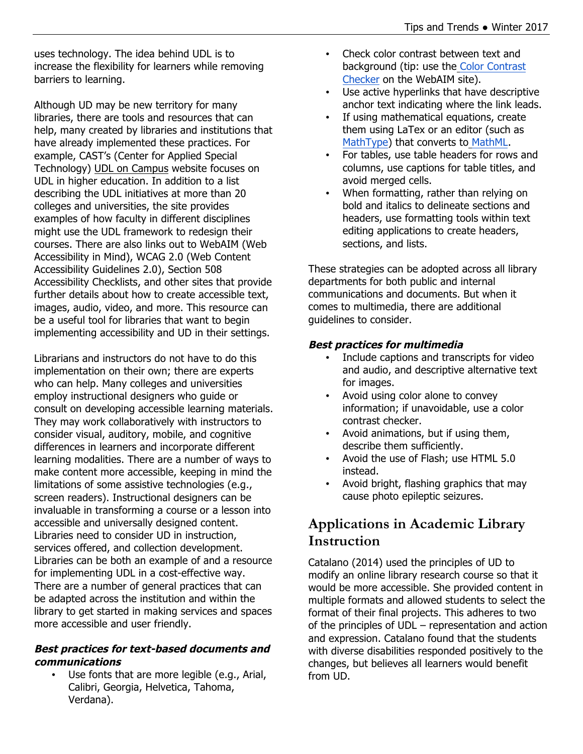uses technology. The idea behind UDL is to increase the flexibility for learners while removing barriers to learning.

Although UD may be new territory for many libraries, there are tools and resources that can help, many created by libraries and institutions that have already implemented these practices. For example, CAST's (Center for Applied Special Technology) UDL on Campus website focuses on UDL in higher education. In addition to a list describing the UDL initiatives at more than 20 colleges and universities, the site provides examples of how faculty in different disciplines might use the UDL framework to redesign their courses. There are also links out to WebAIM (Web Accessibility in Mind), WCAG 2.0 (Web Content Accessibility Guidelines 2.0), Section 508 Accessibility Checklists, and other sites that provide further details about how to create accessible text, images, audio, video, and more. This resource can be a useful tool for libraries that want to begin implementing accessibility and UD in their settings.

Librarians and instructors do not have to do this implementation on their own; there are experts who can help. Many colleges and universities employ instructional designers who guide or consult on developing accessible learning materials. They may work collaboratively with instructors to consider visual, auditory, mobile, and cognitive differences in learners and incorporate different learning modalities. There are a number of ways to make content more accessible, keeping in mind the limitations of some assistive technologies (e.g., screen readers). Instructional designers can be invaluable in transforming a course or a lesson into accessible and universally designed content. Libraries need to consider UD in instruction, services offered, and collection development. Libraries can be both an example of and a resource for implementing UDL in a cost-effective way. There are a number of general practices that can be adapted across the institution and within the library to get started in making services and spaces more accessible and user friendly.

***Best practices for text-based documents and communications***

- Use fonts that are more legible (e.g., Arial, Calibri, Georgia, Helvetica, Tahoma, Verdana).
- Check color contrast between text and background (tip: use the Color Contrast Checker on the WebAIM site).
- Use active hyperlinks that have descriptive anchor text indicating where the link leads.
- If using mathematical equations, create them using LaTex or an editor (such as MathType) that converts to MathML.
- For tables, use table headers for rows and columns, use captions for table titles, and avoid merged cells.
- When formatting, rather than relying on bold and italics to delineate sections and headers, use formatting tools within text editing applications to create headers, sections, and lists.

These strategies can be adopted across all library departments for both public and internal communications and documents. But when it comes to multimedia, there are additional guidelines to consider.

***Best practices for multimedia***

- Include captions and transcripts for video and audio, and descriptive alternative text for images.
- Avoid using color alone to convey information; if unavoidable, use a color contrast checker.
- Avoid animations, but if using them, describe them sufficiently.
- Avoid the use of Flash; use HTML 5.0 instead.
- Avoid bright, flashing graphics that may cause photo epileptic seizures.

## Applications in Academic Library Instruction

Catalano (2014) used the principles of UD to modify an online library research course so that it would be more accessible. She provided content in multiple formats and allowed students to select the format of their final projects. This adheres to two of the principles of UDL – representation and action and expression. Catalano found that the students with diverse disabilities responded positively to the changes, but believes all learners would benefit from UD.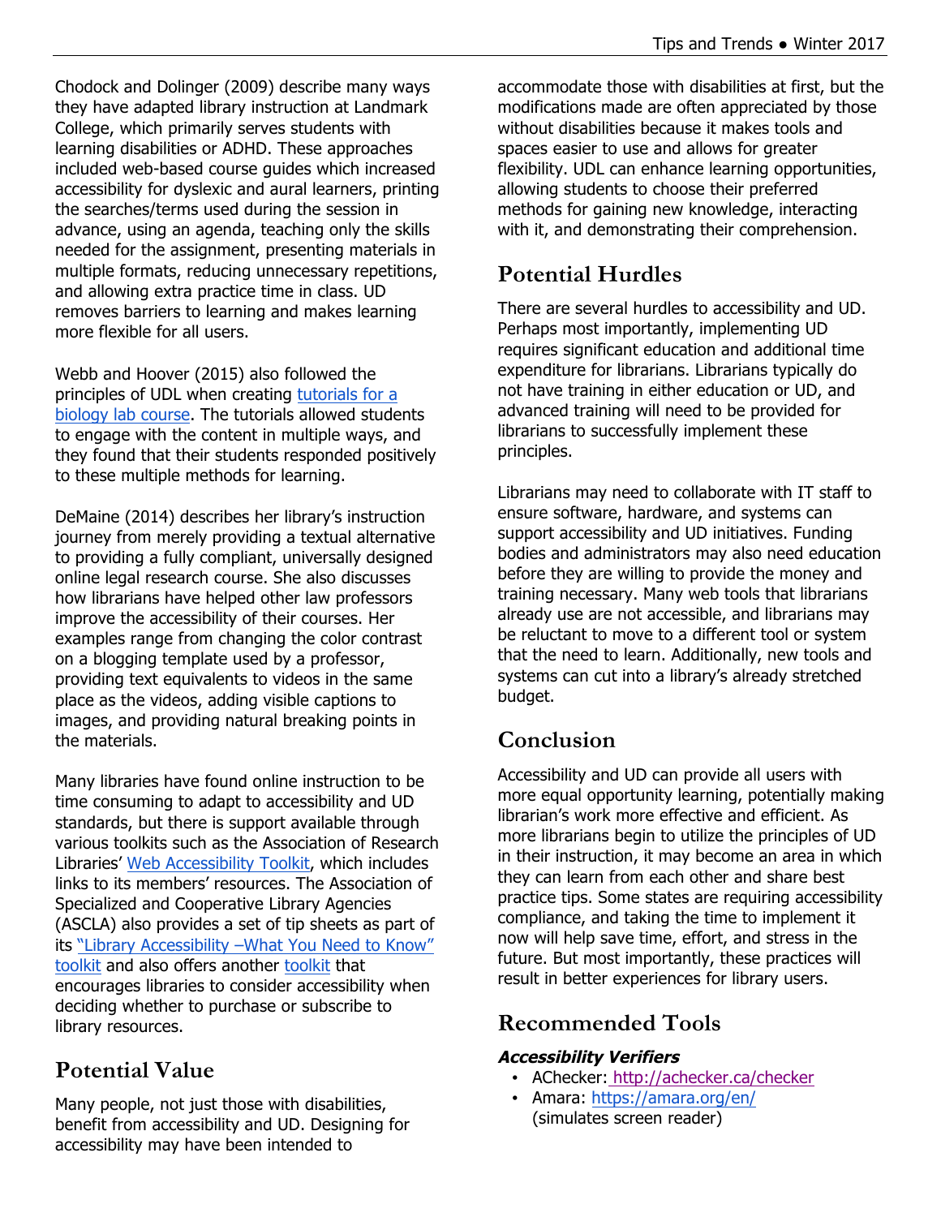Chodock and Dolinger (2009) describe many ways they have adapted library instruction at Landmark College, which primarily serves students with learning disabilities or ADHD. These approaches included web-based course guides which increased accessibility for dyslexic and aural learners, printing the searches/terms used during the session in advance, using an agenda, teaching only the skills needed for the assignment, presenting materials in multiple formats, reducing unnecessary repetitions, and allowing extra practice time in class. UD removes barriers to learning and makes learning more flexible for all users.

Webb and Hoover (2015) also followed the principles of UDL when creating [tutorials for a biology lab course](). The tutorials allowed students to engage with the content in multiple ways, and they found that their students responded positively to these multiple methods for learning.

DeMaine (2014) describes her library's instruction journey from merely providing a textual alternative to providing a fully compliant, universally designed online legal research course. She also discusses how librarians have helped other law professors improve the accessibility of their courses. Her examples range from changing the color contrast on a blogging template used by a professor, providing text equivalents to videos in the same place as the videos, adding visible captions to images, and providing natural breaking points in the materials.

Many libraries have found online instruction to be time consuming to adapt to accessibility and UD standards, but there is support available through various toolkits such as the Association of Research Libraries' [Web Accessibility Toolkit](), which includes links to its members' resources. The Association of Specialized and Cooperative Library Agencies (ASCLA) also provides a set of tip sheets as part of its ["Library Accessibility –What You Need to Know" toolkit]() and also offers another [toolkit]() that encourages libraries to consider accessibility when deciding whether to purchase or subscribe to library resources.

## Potential Value

Many people, not just those with disabilities, benefit from accessibility and UD. Designing for accessibility may have been intended to accommodate those with disabilities at first, but the modifications made are often appreciated by those without disabilities because it makes tools and spaces easier to use and allows for greater flexibility. UDL can enhance learning opportunities, allowing students to choose their preferred methods for gaining new knowledge, interacting with it, and demonstrating their comprehension.

## Potential Hurdles

There are several hurdles to accessibility and UD. Perhaps most importantly, implementing UD requires significant education and additional time expenditure for librarians. Librarians typically do not have training in either education or UD, and advanced training will need to be provided for librarians to successfully implement these principles.

Librarians may need to collaborate with IT staff to ensure software, hardware, and systems can support accessibility and UD initiatives. Funding bodies and administrators may also need education before they are willing to provide the money and training necessary. Many web tools that librarians already use are not accessible, and librarians may be reluctant to move to a different tool or system that the need to learn. Additionally, new tools and systems can cut into a library's already stretched budget.

## Conclusion

Accessibility and UD can provide all users with more equal opportunity learning, potentially making librarian's work more effective and efficient. As more librarians begin to utilize the principles of UD in their instruction, it may become an area in which they can learn from each other and share best practice tips. Some states are requiring accessibility compliance, and taking the time to implement it now will help save time, effort, and stress in the future. But most importantly, these practices will result in better experiences for library users.

## Recommended Tools

***Accessibility Verifiers***

- AChecker: http://achecker.ca/checker
- Amara: https://amara.org/en/ (simulates screen reader)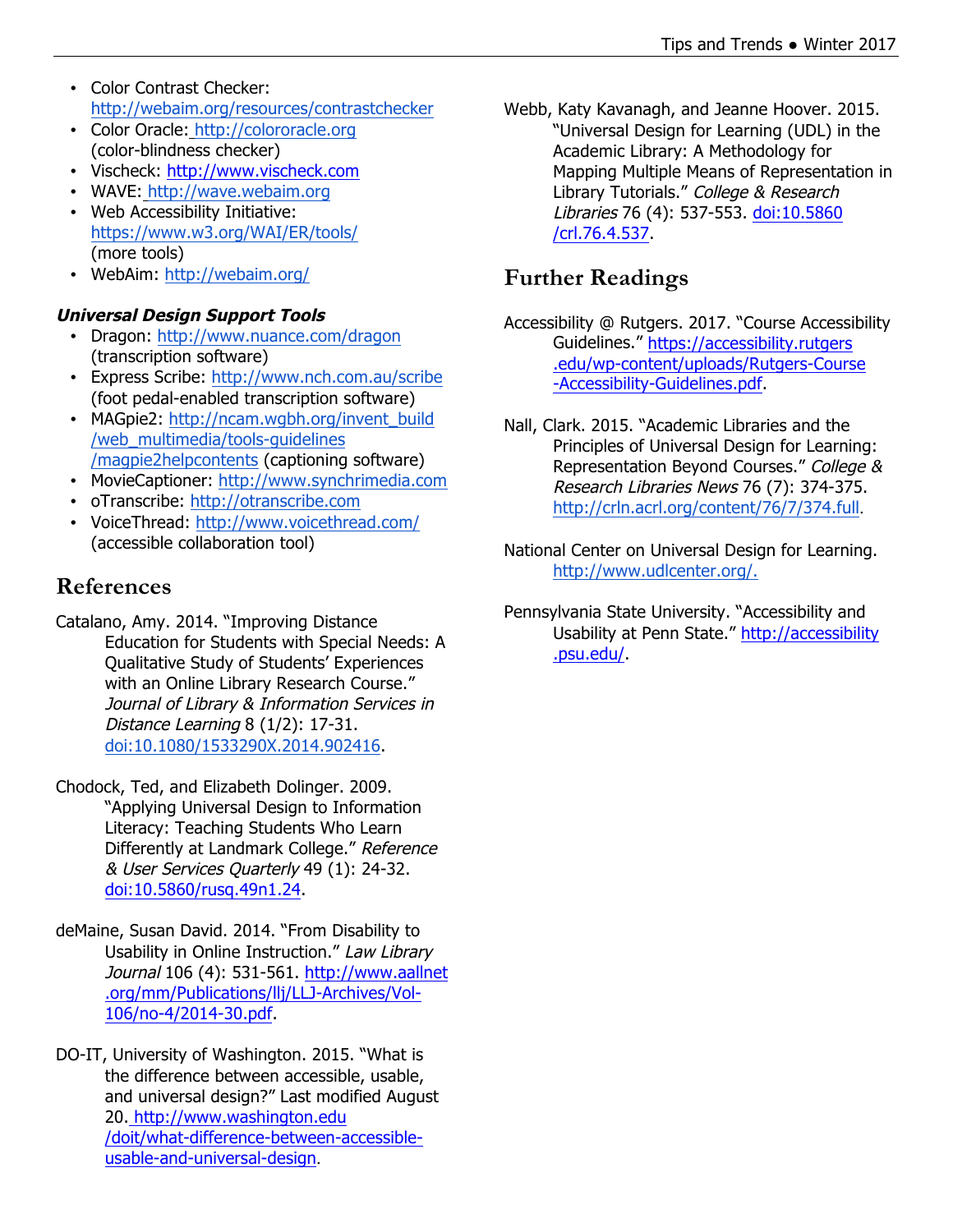- Color Contrast Checker: http://webaim.org/resources/contrastchecker
- Color Oracle: http://colororacle.org (color-blindness checker)
- Vischeck: http://www.vischeck.com
- WAVE: http://wave.webaim.org
- Web Accessibility Initiative: https://www.w3.org/WAI/ER/tools/ (more tools)
- WebAim: http://webaim.org/

***Universal Design Support Tools***

- Dragon: http://www.nuance.com/dragon (transcription software)
- Express Scribe: http://www.nch.com.au/scribe (foot pedal-enabled transcription software)
- MAGpie2: http://ncam.wgbh.org/invent_build/web_multimedia/tools-guidelines/magpie2helpcontents (captioning software)
- MovieCaptioner: http://www.synchrimedia.com
- oTranscribe: http://otranscribe.com
- VoiceThread: http://www.voicethread.com/ (accessible collaboration tool)

## References

Catalano, Amy. 2014. "Improving Distance Education for Students with Special Needs: A Qualitative Study of Students' Experiences with an Online Library Research Course." *Journal of Library & Information Services in Distance Learning* 8 (1/2): 17-31. doi:10.1080/1533290X.2014.902416.

Chodock, Ted, and Elizabeth Dolinger. 2009. "Applying Universal Design to Information Literacy: Teaching Students Who Learn Differently at Landmark College." *Reference & User Services Quarterly* 49 (1): 24-32. doi:10.5860/rusq.49n1.24.

deMaine, Susan David. 2014. "From Disability to Usability in Online Instruction." *Law Library Journal* 106 (4): 531-561. http://www.aallnet.org/mm/Publications/llj/LLJ-Archives/Vol-106/no-4/2014-30.pdf.

DO-IT, University of Washington. 2015. "What is the difference between accessible, usable, and universal design?" Last modified August 20. http://www.washington.edu/doit/what-difference-between-accessible-usable-and-universal-design.

Webb, Katy Kavanagh, and Jeanne Hoover. 2015. "Universal Design for Learning (UDL) in the Academic Library: A Methodology for Mapping Multiple Means of Representation in Library Tutorials." *College & Research Libraries* 76 (4): 537-553. doi:10.5860/crl.76.4.537.

## Further Readings

Accessibility @ Rutgers. 2017. "Course Accessibility Guidelines." https://accessibility.rutgers.edu/wp-content/uploads/Rutgers-Course-Accessibility-Guidelines.pdf.

Nall, Clark. 2015. "Academic Libraries and the Principles of Universal Design for Learning: Representation Beyond Courses." *College & Research Libraries News* 76 (7): 374-375. http://crln.acrl.org/content/76/7/374.full.

National Center on Universal Design for Learning. http://www.udlcenter.org/.

Pennsylvania State University. "Accessibility and Usability at Penn State." http://accessibility.psu.edu/.